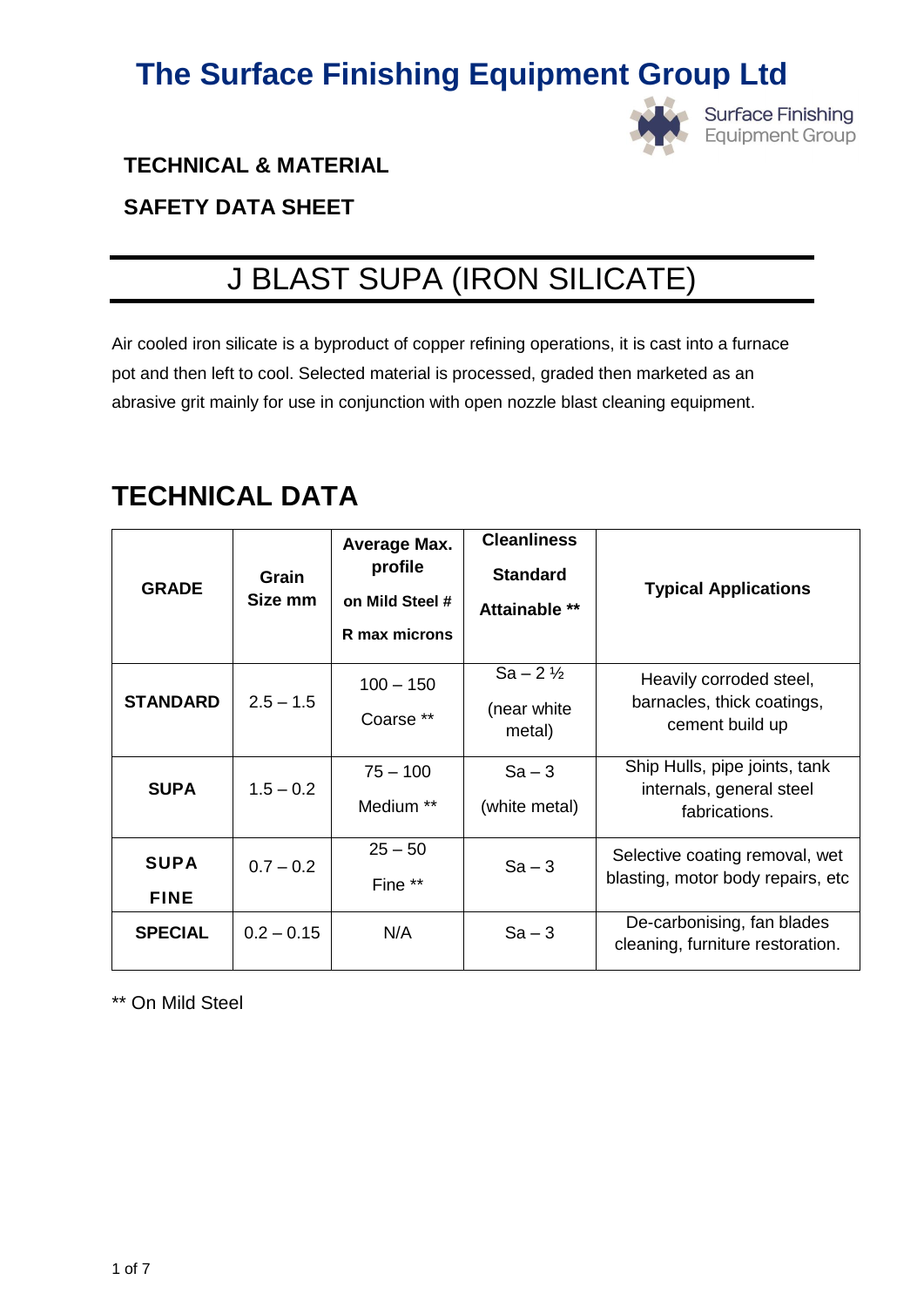# The Surface Finishing Equipment Group Ltd

Surface Finishing Equipment Group

**TECHNICAL & MATERIAL**

**SAFETY DATA SHEET**

## J BLAST SUPA (IRON SILICATE)

Air cooled iron silicate is a byproduct of copper refining operations, it is cast into a furnace pot and then left to cool. Selected material is processed, graded then marketed as an abrasive grit mainly for use in conjunction with open nozzle blast cleaning equipment.

## TECHNICAL DATA

| GRADE | Grain Size mm | Average Max. profile on Mild Steel # R max microns | Cleanliness Standard Attainable ** | Typical Applications |
|---|---|---|---|---|
| **STANDARD** | 2.5 – 1.5 | 100 – 150 Coarse ** | Sa – 2 ½ (near white metal) | Heavily corroded steel, barnacles, thick coatings, cement build up |
| **SUPA** | 1.5 – 0.2 | 75 – 100 Medium ** | Sa – 3 (white metal) | Ship Hulls, pipe joints, tank internals, general steel fabrications. |
| **SUPA FINE** | 0.7 – 0.2 | 25 – 50 Fine ** | Sa – 3 | Selective coating removal, wet blasting, motor body repairs, etc |
| **SPECIAL** | 0.2 – 0.15 | N/A | Sa – 3 | De-carbonising, fan blades cleaning, furniture restoration. |

** On Mild Steel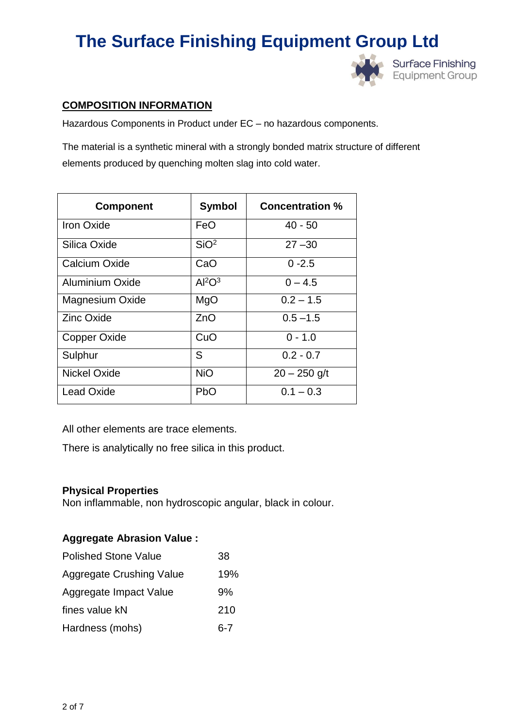## COMPOSITION INFORMATION

Hazardous Components in Product under EC – no hazardous components.

The material is a synthetic mineral with a strongly bonded matrix structure of different elements produced by quenching molten slag into cold water.

| Component | Symbol | Concentration % |
|---|---|---|
| Iron Oxide | FeO | 40 - 50 |
| Silica Oxide | $SiO^2$ | 27 –30 |
| Calcium Oxide | CaO | 0 -2.5 |
| Aluminium Oxide | $Al^2O^3$ | 0 – 4.5 |
| Magnesium Oxide | MgO | 0.2 – 1.5 |
| Zinc Oxide | ZnO | 0.5 –1.5 |
| Copper Oxide | CuO | 0 - 1.0 |
| Sulphur | S | 0.2 - 0.7 |
| Nickel Oxide | NiO | 20 – 250 g/t |
| Lead Oxide | PbO | 0.1 – 0.3 |

All other elements are trace elements.

There is analytically no free silica in this product.

**Physical Properties**
Non inflammable, non hydroscopic angular, black in colour.

**Aggregate Abrasion Value :**

| | |
|---|---|
| Polished Stone Value | 38 |
| Aggregate Crushing Value | 19% |
| Aggregate Impact Value | 9% |
| fines value kN | 210 |
| Hardness (mohs) | 6-7 |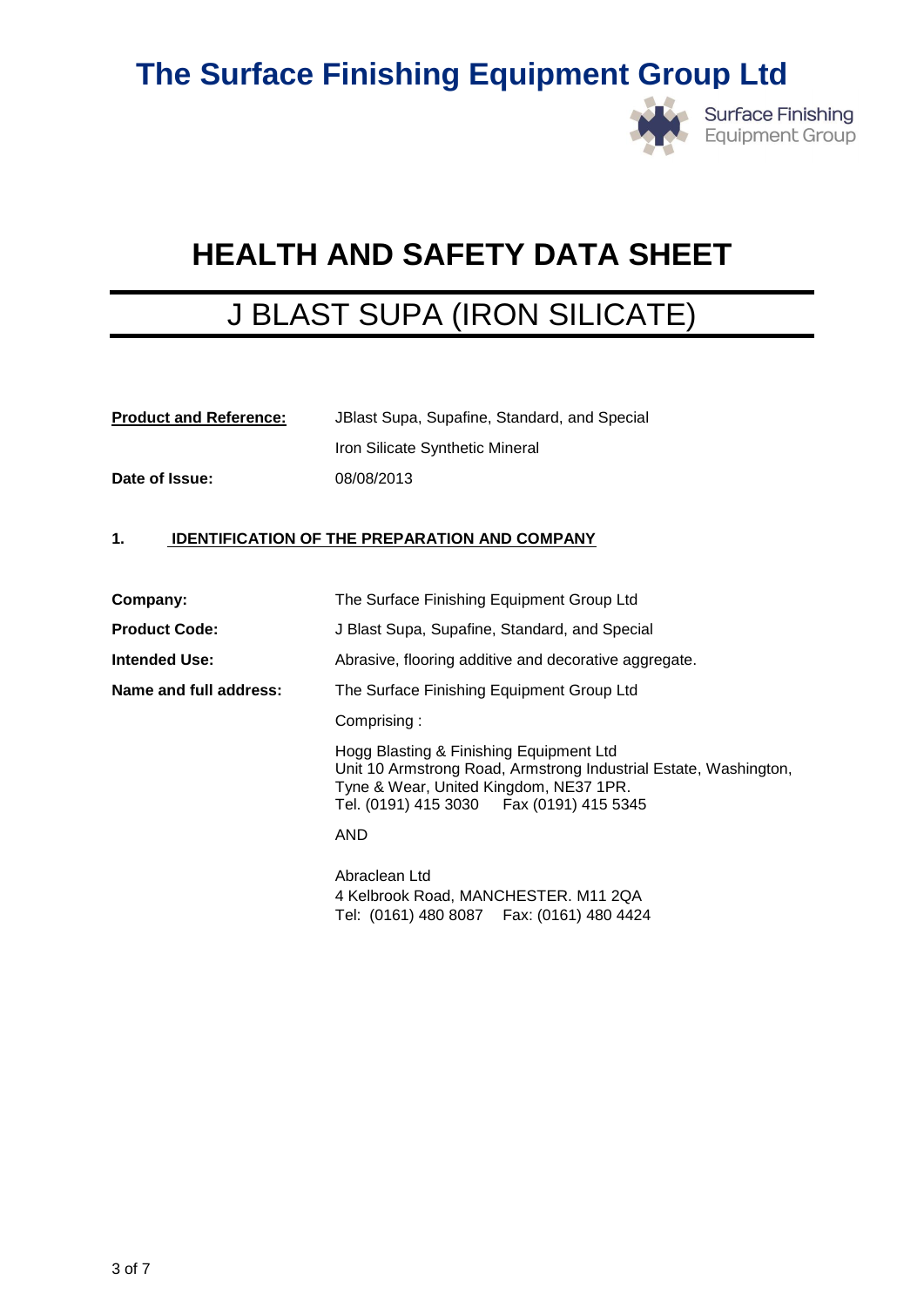# The Surface Finishing Equipment Group Ltd

## HEALTH AND SAFETY DATA SHEET

## J BLAST SUPA (IRON SILICATE)

| | |
|---|---|
| **Product and Reference:** | JBlast Supa, Supafine, Standard, and Special |
| | Iron Silicate Synthetic Mineral |
| **Date of Issue:** | 08/08/2013 |

### 1. IDENTIFICATION OF THE PREPARATION AND COMPANY

| | |
|---|---|
| **Company:** | The Surface Finishing Equipment Group Ltd |
| **Product Code:** | J Blast Supa, Supafine, Standard, and Special |
| **Intended Use:** | Abrasive, flooring additive and decorative aggregate. |
| **Name and full address:** | The Surface Finishing Equipment Group Ltd |

Comprising :

Hogg Blasting & Finishing Equipment Ltd
Unit 10 Armstrong Road, Armstrong Industrial Estate, Washington, Tyne & Wear, United Kingdom, NE37 1PR.
Tel. (0191) 415 3030 Fax (0191) 415 5345

AND

Abraclean Ltd
4 Kelbrook Road, MANCHESTER. M11 2QA
Tel: (0161) 480 8087 Fax: (0161) 480 4424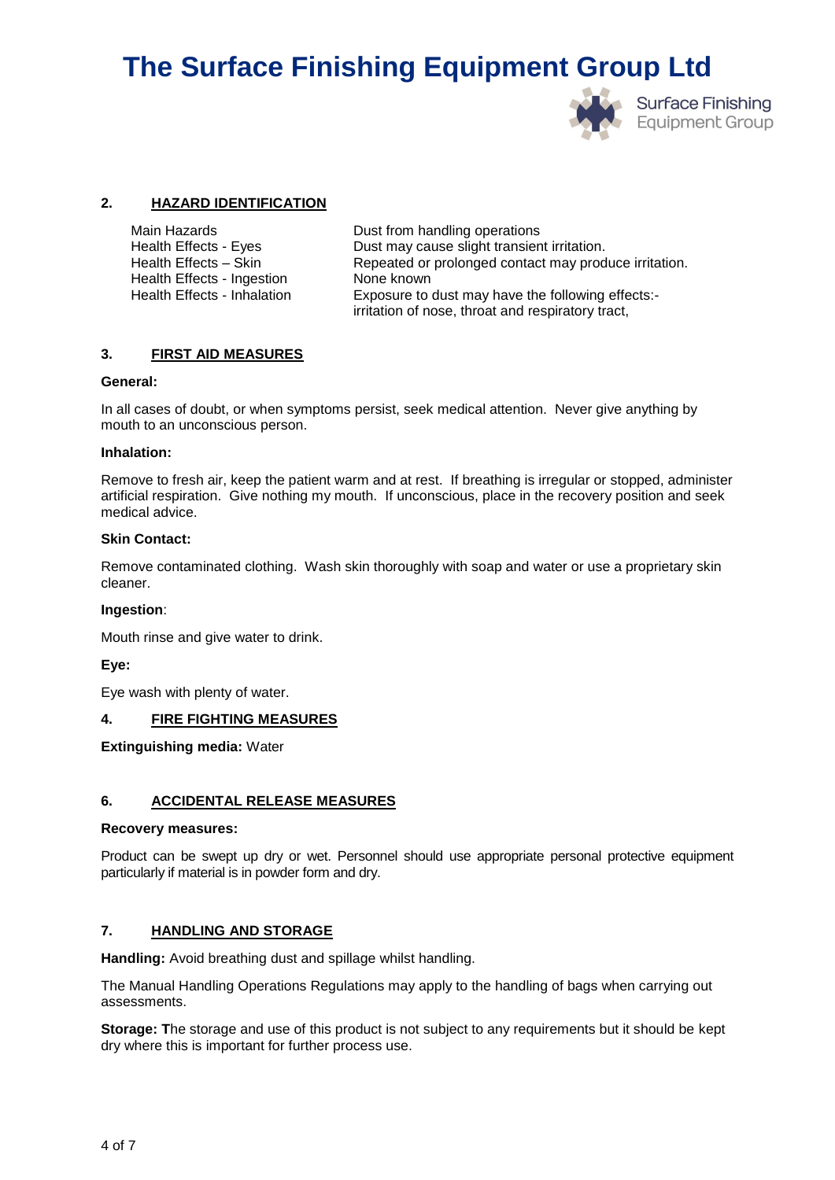## 2. HAZARD IDENTIFICATION

| | |
|---|---|
| Main Hazards | Dust from handling operations |
| Health Effects - Eyes | Dust may cause slight transient irritation. |
| Health Effects – Skin | Repeated or prolonged contact may produce irritation. |
| Health Effects - Ingestion | None known |
| Health Effects - Inhalation | Exposure to dust may have the following effects:- irritation of nose, throat and respiratory tract, |

## 3. FIRST AID MEASURES

**General:**

In all cases of doubt, or when symptoms persist, seek medical attention. Never give anything by mouth to an unconscious person.

**Inhalation:**

Remove to fresh air, keep the patient warm and at rest. If breathing is irregular or stopped, administer artificial respiration. Give nothing my mouth. If unconscious, place in the recovery position and seek medical advice.

**Skin Contact:**

Remove contaminated clothing. Wash skin thoroughly with soap and water or use a proprietary skin cleaner.

**Ingestion**:

Mouth rinse and give water to drink.

**Eye:**

Eye wash with plenty of water.

## 4. FIRE FIGHTING MEASURES

**Extinguishing media:** Water

## 6. ACCIDENTAL RELEASE MEASURES

**Recovery measures:**

Product can be swept up dry or wet. Personnel should use appropriate personal protective equipment particularly if material is in powder form and dry.

## 7. HANDLING AND STORAGE

**Handling:** Avoid breathing dust and spillage whilst handling.

The Manual Handling Operations Regulations may apply to the handling of bags when carrying out assessments.

**Storage: T**he storage and use of this product is not subject to any requirements but it should be kept dry where this is important for further process use.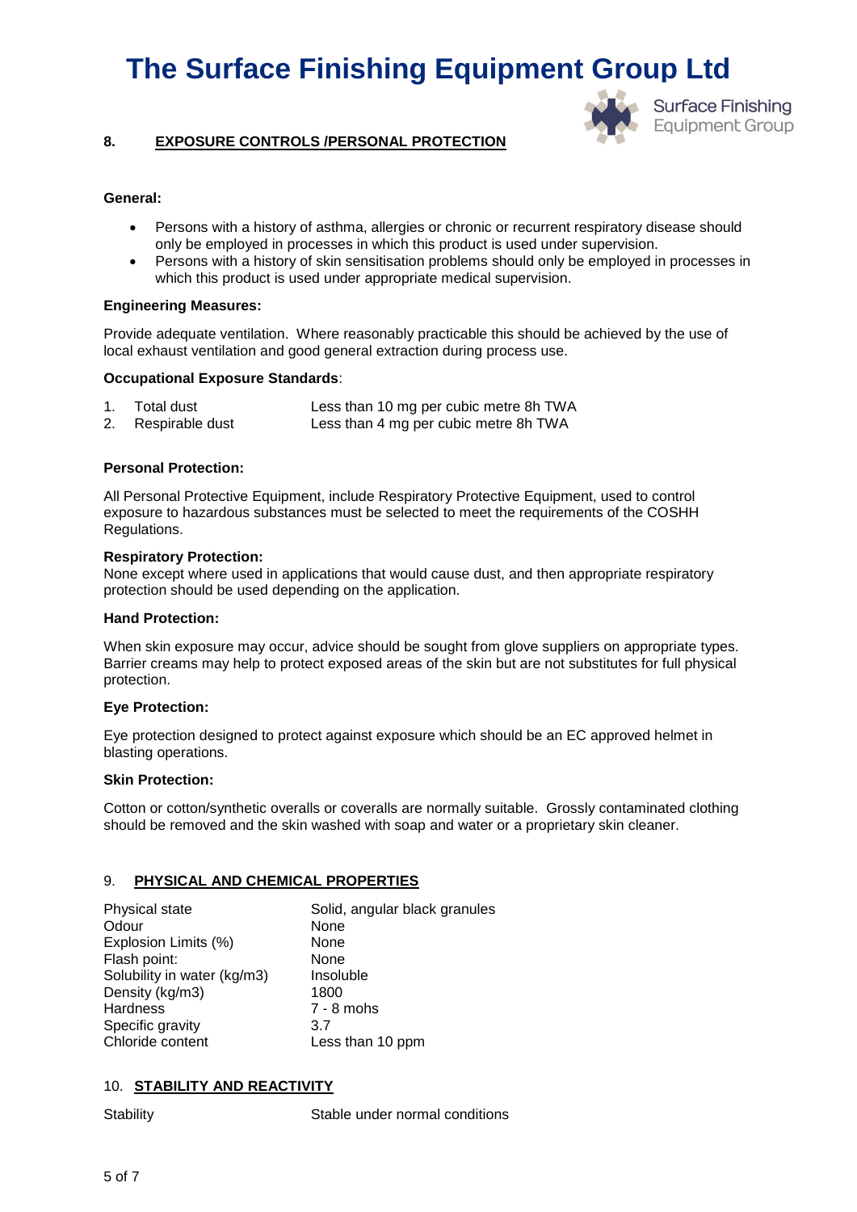## 8. EXPOSURE CONTROLS /PERSONAL PROTECTION

**General:**

- Persons with a history of asthma, allergies or chronic or recurrent respiratory disease should only be employed in processes in which this product is used under supervision.
- Persons with a history of skin sensitisation problems should only be employed in processes in which this product is used under appropriate medical supervision.

**Engineering Measures:**

Provide adequate ventilation. Where reasonably practicable this should be achieved by the use of local exhaust ventilation and good general extraction during process use.

**Occupational Exposure Standards**:

| | | |
|---|---|---|
| 1. | Total dust | Less than 10 mg per cubic metre 8h TWA |
| 2. | Respirable dust | Less than 4 mg per cubic metre 8h TWA |

**Personal Protection:**

All Personal Protective Equipment, include Respiratory Protective Equipment, used to control exposure to hazardous substances must be selected to meet the requirements of the COSHH Regulations.

**Respiratory Protection:**
None except where used in applications that would cause dust, and then appropriate respiratory protection should be used depending on the application.

**Hand Protection:**

When skin exposure may occur, advice should be sought from glove suppliers on appropriate types. Barrier creams may help to protect exposed areas of the skin but are not substitutes for full physical protection.

**Eye Protection:**

Eye protection designed to protect against exposure which should be an EC approved helmet in blasting operations.

**Skin Protection:**

Cotton or cotton/synthetic overalls or coveralls are normally suitable. Grossly contaminated clothing should be removed and the skin washed with soap and water or a proprietary skin cleaner.

## 9. PHYSICAL AND CHEMICAL PROPERTIES

| | |
|---|---|
| Physical state | Solid, angular black granules |
| Odour | None |
| Explosion Limits (%) | None |
| Flash point: | None |
| Solubility in water (kg/m3) | Insoluble |
| Density (kg/m3) | 1800 |
| Hardness | 7 - 8 mohs |
| Specific gravity | 3.7 |
| Chloride content | Less than 10 ppm |

## 10. STABILITY AND REACTIVITY

| | |
|---|---|
| Stability | Stable under normal conditions |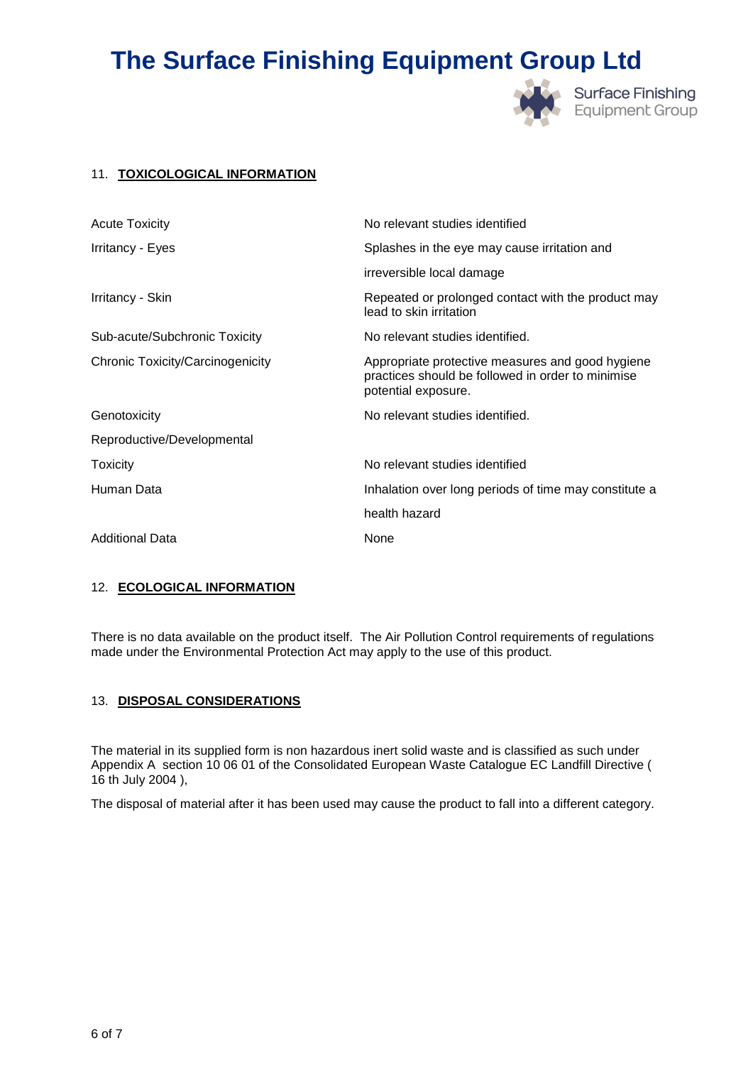# The Surface Finishing Equipment Group Ltd

## 11. TOXICOLOGICAL INFORMATION

| | |
|---|---|
| Acute Toxicity | No relevant studies identified |
| Irritancy - Eyes | Splashes in the eye may cause irritation and irreversible local damage |
| Irritancy - Skin | Repeated or prolonged contact with the product may lead to skin irritation |
| Sub-acute/Subchronic Toxicity | No relevant studies identified. |
| Chronic Toxicity/Carcinogenicity | Appropriate protective measures and good hygiene practices should be followed in order to minimise potential exposure. |
| Genotoxicity | No relevant studies identified. |
| Reproductive/Developmental Toxicity | No relevant studies identified |
| Human Data | Inhalation over long periods of time may constitute a health hazard |
| Additional Data | None |

## 12. ECOLOGICAL INFORMATION

There is no data available on the product itself. The Air Pollution Control requirements of regulations made under the Environmental Protection Act may apply to the use of this product.

## 13. DISPOSAL CONSIDERATIONS

The material in its supplied form is non hazardous inert solid waste and is classified as such under Appendix A section 10 06 01 of the Consolidated European Waste Catalogue EC Landfill Directive ( 16 th July 2004 ),

The disposal of material after it has been used may cause the product to fall into a different category.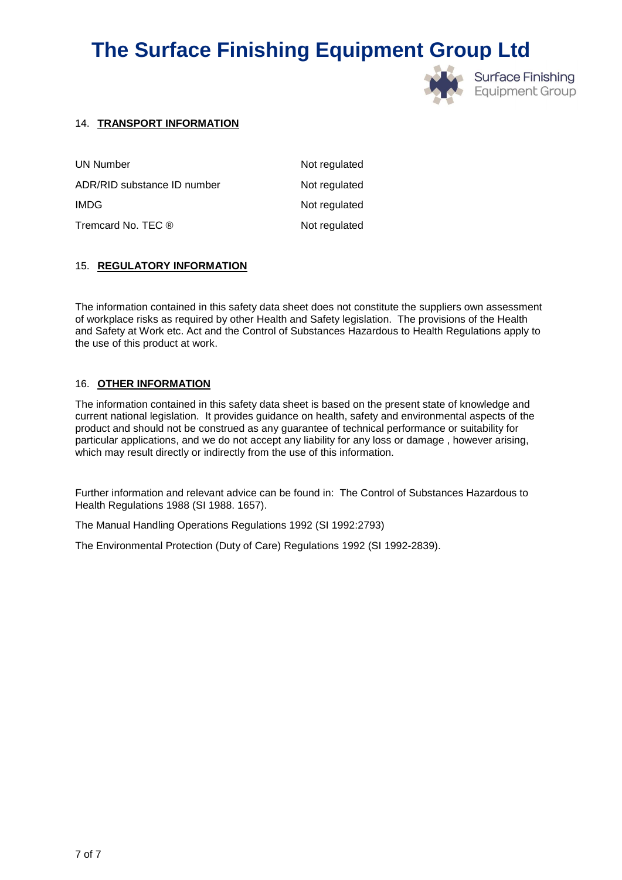## 14. TRANSPORT INFORMATION

| | |
|---|---|
| UN Number | Not regulated |
| ADR/RID substance ID number | Not regulated |
| IMDG | Not regulated |
| Tremcard No. TEC ® | Not regulated |

## 15. REGULATORY INFORMATION

The information contained in this safety data sheet does not constitute the suppliers own assessment of workplace risks as required by other Health and Safety legislation. The provisions of the Health and Safety at Work etc. Act and the Control of Substances Hazardous to Health Regulations apply to the use of this product at work.

## 16. OTHER INFORMATION

The information contained in this safety data sheet is based on the present state of knowledge and current national legislation. It provides guidance on health, safety and environmental aspects of the product and should not be construed as any guarantee of technical performance or suitability for particular applications, and we do not accept any liability for any loss or damage , however arising, which may result directly or indirectly from the use of this information.

Further information and relevant advice can be found in: The Control of Substances Hazardous to Health Regulations 1988 (SI 1988. 1657).

The Manual Handling Operations Regulations 1992 (SI 1992:2793)

The Environmental Protection (Duty of Care) Regulations 1992 (SI 1992-2839).